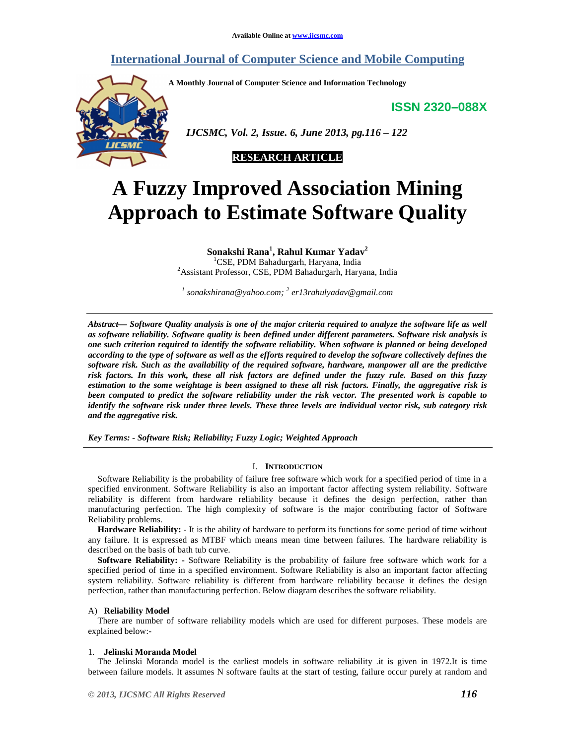Available Online at www.ijcsmc.com

# International Journal of Computer Science and Mobile Computing

A Monthly Journal of Computer Science and Information Technology

ISSN 2320–088X

*IJCSMC, Vol. 2, Issue. 6, June 2013, pg.116 – 122*

**RESEARCH ARTICLE**

# A Fuzzy Improved Association Mining Approach to Estimate Software Quality

**Sonakshi Rana[1], Rahul Kumar Yadav[2]**

[1]CSE, PDM Bahadurgarh, Haryana, India
[2]Assistant Professor, CSE, PDM Bahadurgarh, Haryana, India

*[1] sonakshirana@yahoo.com; [2] er13rahulyadav@gmail.com*

***Abstract— Software Quality analysis is one of the major criteria required to analyze the software life as well as software reliability. Software quality is been defined under different parameters. Software risk analysis is one such criterion required to identify the software reliability. When software is planned or being developed according to the type of software as well as the efforts required to develop the software collectively defines the software risk. Such as the availability of the required software, hardware, manpower all are the predictive risk factors. In this work, these all risk factors are defined under the fuzzy rule. Based on this fuzzy estimation to the some weightage is been assigned to these all risk factors. Finally, the aggregative risk is been computed to predict the software reliability under the risk vector. The presented work is capable to identify the software risk under three levels. These three levels are individual vector risk, sub category risk and the aggregative risk.***

***Key Terms: - Software Risk; Reliability; Fuzzy Logic; Weighted Approach***

## I. INTRODUCTION

Software Reliability is the probability of failure free software which work for a specified period of time in a specified environment. Software Reliability is also an important factor affecting system reliability. Software reliability is different from hardware reliability because it defines the design perfection, rather than manufacturing perfection. The high complexity of software is the major contributing factor of Software Reliability problems.

**Hardware Reliability: -** It is the ability of hardware to perform its functions for some period of time without any failure. It is expressed as MTBF which means mean time between failures. The hardware reliability is described on the basis of bath tub curve.

**Software Reliability: -** Software Reliability is the probability of failure free software which work for a specified period of time in a specified environment. Software Reliability is also an important factor affecting system reliability. Software reliability is different from hardware reliability because it defines the design perfection, rather than manufacturing perfection. Below diagram describes the software reliability.

### A) Reliability Model

There are number of software reliability models which are used for different purposes. These models are explained below:-

#### 1. Jelinski Moranda Model

The Jelinski Moranda model is the earliest models in software reliability .it is given in 1972.It is time between failure models. It assumes N software faults at the start of testing, failure occur purely at random and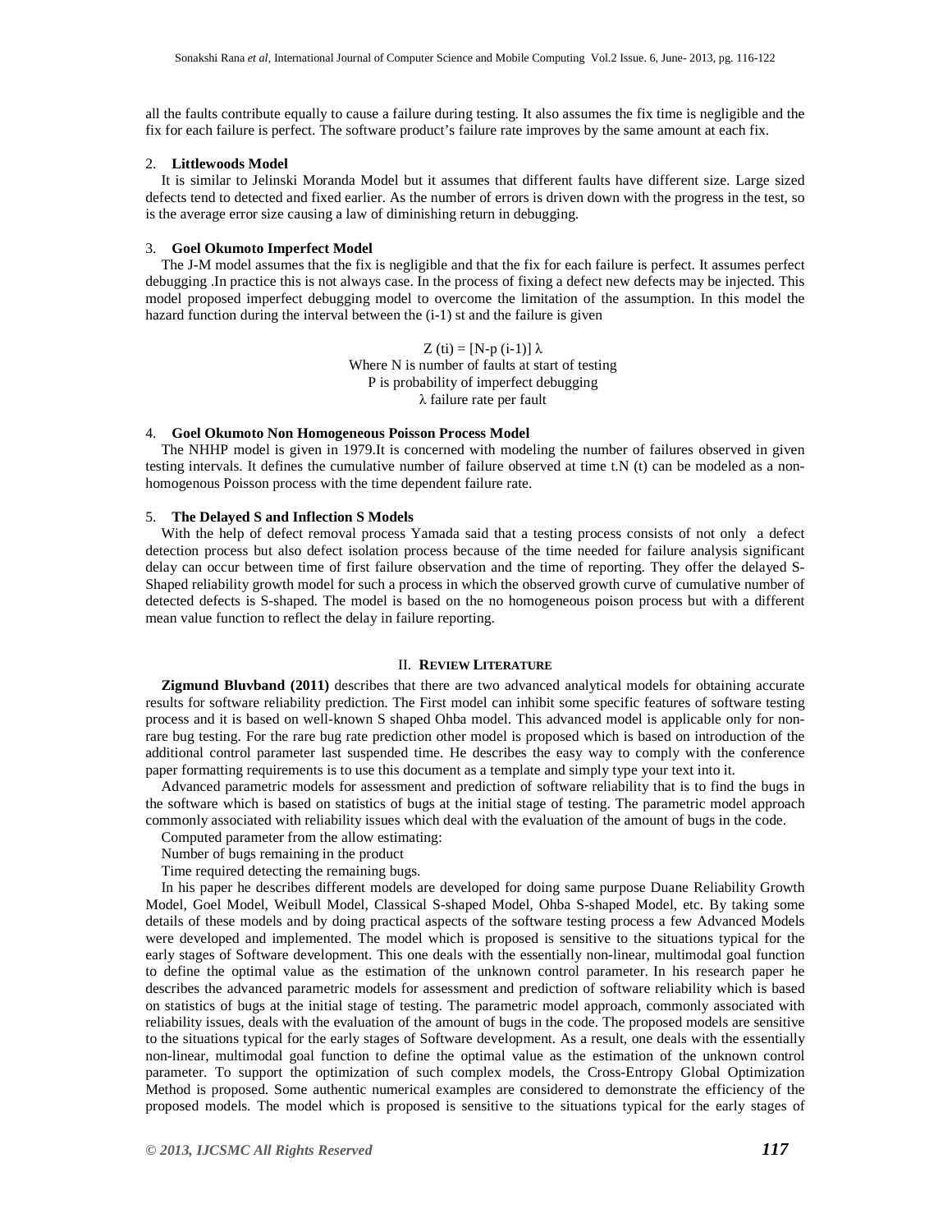all the faults contribute equally to cause a failure during testing. It also assumes the fix time is negligible and the fix for each failure is perfect. The software product's failure rate improves by the same amount at each fix.

2. **Littlewoods Model**

It is similar to Jelinski Moranda Model but it assumes that different faults have different size. Large sized defects tend to detected and fixed earlier. As the number of errors is driven down with the progress in the test, so is the average error size causing a law of diminishing return in debugging.

3. **Goel Okumoto Imperfect Model**

The J-M model assumes that the fix is negligible and that the fix for each failure is perfect. It assumes perfect debugging .In practice this is not always case. In the process of fixing a defect new defects may be injected. This model proposed imperfect debugging model to overcome the limitation of the assumption. In this model the hazard function during the interval between the (i-1) st and the failure is given

$$Z(t_i) = [N - p(i-1)]\lambda$$

Where N is number of faults at start of testing
P is probability of imperfect debugging
$\lambda$ failure rate per fault

4. **Goel Okumoto Non Homogeneous Poisson Process Model**

The NHHP model is given in 1979.It is concerned with modeling the number of failures observed in given testing intervals. It defines the cumulative number of failure observed at time t.N (t) can be modeled as a non-homogenous Poisson process with the time dependent failure rate.

5. **The Delayed S and Inflection S Models**

With the help of defect removal process Yamada said that a testing process consists of not only a defect detection process but also defect isolation process because of the time needed for failure analysis significant delay can occur between time of first failure observation and the time of reporting. They offer the delayed S-Shaped reliability growth model for such a process in which the observed growth curve of cumulative number of detected defects is S-shaped. The model is based on the no homogeneous poison process but with a different mean value function to reflect the delay in failure reporting.

## II. REVIEW LITERATURE

**Zigmund Bluvband (2011)** describes that there are two advanced analytical models for obtaining accurate results for software reliability prediction. The First model can inhibit some specific features of software testing process and it is based on well-known S shaped Ohba model. This advanced model is applicable only for non-rare bug testing. For the rare bug rate prediction other model is proposed which is based on introduction of the additional control parameter last suspended time. He describes the easy way to comply with the conference paper formatting requirements is to use this document as a template and simply type your text into it.

Advanced parametric models for assessment and prediction of software reliability that is to find the bugs in the software which is based on statistics of bugs at the initial stage of testing. The parametric model approach commonly associated with reliability issues which deal with the evaluation of the amount of bugs in the code.

Computed parameter from the allow estimating:

Number of bugs remaining in the product

Time required detecting the remaining bugs.

In his paper he describes different models are developed for doing same purpose Duane Reliability Growth Model, Goel Model, Weibull Model, Classical S-shaped Model, Ohba S-shaped Model, etc. By taking some details of these models and by doing practical aspects of the software testing process a few Advanced Models were developed and implemented. The model which is proposed is sensitive to the situations typical for the early stages of Software development. This one deals with the essentially non-linear, multimodal goal function to define the optimal value as the estimation of the unknown control parameter. In his research paper he describes the advanced parametric models for assessment and prediction of software reliability which is based on statistics of bugs at the initial stage of testing. The parametric model approach, commonly associated with reliability issues, deals with the evaluation of the amount of bugs in the code. The proposed models are sensitive to the situations typical for the early stages of Software development. As a result, one deals with the essentially non-linear, multimodal goal function to define the optimal value as the estimation of the unknown control parameter. To support the optimization of such complex models, the Cross-Entropy Global Optimization Method is proposed. Some authentic numerical examples are considered to demonstrate the efficiency of the proposed models. The model which is proposed is sensitive to the situations typical for the early stages of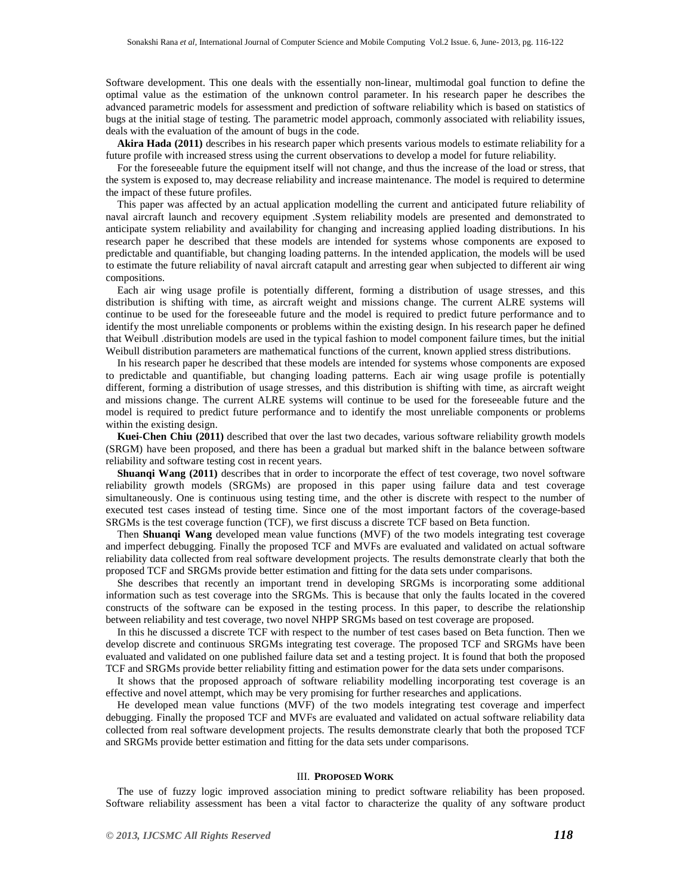Software development. This one deals with the essentially non-linear, multimodal goal function to define the optimal value as the estimation of the unknown control parameter. In his research paper he describes the advanced parametric models for assessment and prediction of software reliability which is based on statistics of bugs at the initial stage of testing. The parametric model approach, commonly associated with reliability issues, deals with the evaluation of the amount of bugs in the code.

**Akira Hada (2011)** describes in his research paper which presents various models to estimate reliability for a future profile with increased stress using the current observations to develop a model for future reliability.

For the foreseeable future the equipment itself will not change, and thus the increase of the load or stress, that the system is exposed to, may decrease reliability and increase maintenance. The model is required to determine the impact of these future profiles.

This paper was affected by an actual application modelling the current and anticipated future reliability of naval aircraft launch and recovery equipment .System reliability models are presented and demonstrated to anticipate system reliability and availability for changing and increasing applied loading distributions. In his research paper he described that these models are intended for systems whose components are exposed to predictable and quantifiable, but changing loading patterns. In the intended application, the models will be used to estimate the future reliability of naval aircraft catapult and arresting gear when subjected to different air wing compositions.

Each air wing usage profile is potentially different, forming a distribution of usage stresses, and this distribution is shifting with time, as aircraft weight and missions change. The current ALRE systems will continue to be used for the foreseeable future and the model is required to predict future performance and to identify the most unreliable components or problems within the existing design. In his research paper he defined that Weibull .distribution models are used in the typical fashion to model component failure times, but the initial Weibull distribution parameters are mathematical functions of the current, known applied stress distributions.

In his research paper he described that these models are intended for systems whose components are exposed to predictable and quantifiable, but changing loading patterns. Each air wing usage profile is potentially different, forming a distribution of usage stresses, and this distribution is shifting with time, as aircraft weight and missions change. The current ALRE systems will continue to be used for the foreseeable future and the model is required to predict future performance and to identify the most unreliable components or problems within the existing design.

**Kuei-Chen Chiu (2011)** described that over the last two decades, various software reliability growth models (SRGM) have been proposed, and there has been a gradual but marked shift in the balance between software reliability and software testing cost in recent years.

**Shuanqi Wang (2011)** describes that in order to incorporate the effect of test coverage, two novel software reliability growth models (SRGMs) are proposed in this paper using failure data and test coverage simultaneously. One is continuous using testing time, and the other is discrete with respect to the number of executed test cases instead of testing time. Since one of the most important factors of the coverage-based SRGMs is the test coverage function (TCF), we first discuss a discrete TCF based on Beta function.

Then **Shuanqi Wang** developed mean value functions (MVF) of the two models integrating test coverage and imperfect debugging. Finally the proposed TCF and MVFs are evaluated and validated on actual software reliability data collected from real software development projects. The results demonstrate clearly that both the proposed TCF and SRGMs provide better estimation and fitting for the data sets under comparisons.

She describes that recently an important trend in developing SRGMs is incorporating some additional information such as test coverage into the SRGMs. This is because that only the faults located in the covered constructs of the software can be exposed in the testing process. In this paper, to describe the relationship between reliability and test coverage, two novel NHPP SRGMs based on test coverage are proposed.

In this he discussed a discrete TCF with respect to the number of test cases based on Beta function. Then we develop discrete and continuous SRGMs integrating test coverage. The proposed TCF and SRGMs have been evaluated and validated on one published failure data set and a testing project. It is found that both the proposed TCF and SRGMs provide better reliability fitting and estimation power for the data sets under comparisons.

It shows that the proposed approach of software reliability modelling incorporating test coverage is an effective and novel attempt, which may be very promising for further researches and applications.

He developed mean value functions (MVF) of the two models integrating test coverage and imperfect debugging. Finally the proposed TCF and MVFs are evaluated and validated on actual software reliability data collected from real software development projects. The results demonstrate clearly that both the proposed TCF and SRGMs provide better estimation and fitting for the data sets under comparisons.

## III. Proposed Work

The use of fuzzy logic improved association mining to predict software reliability has been proposed. Software reliability assessment has been a vital factor to characterize the quality of any software product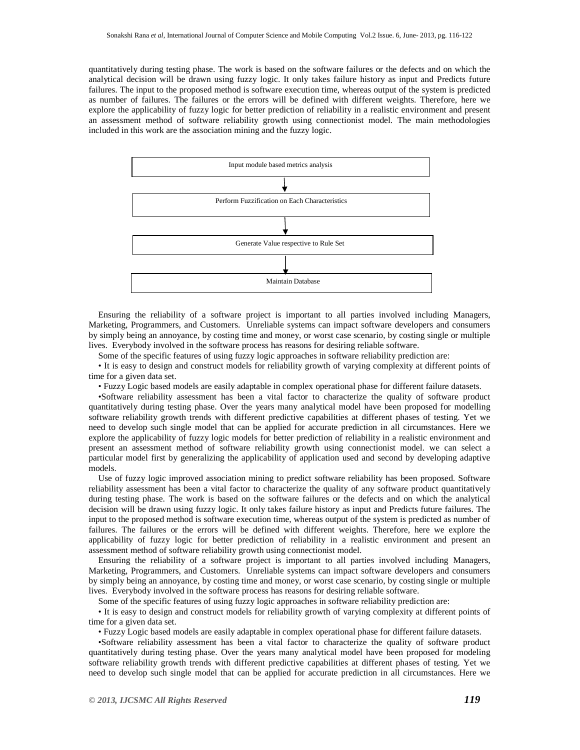quantitatively during testing phase. The work is based on the software failures or the defects and on which the analytical decision will be drawn using fuzzy logic. It only takes failure history as input and Predicts future failures. The input to the proposed method is software execution time, whereas output of the system is predicted as number of failures. The failures or the errors will be defined with different weights. Therefore, here we explore the applicability of fuzzy logic for better prediction of reliability in a realistic environment and present an assessment method of software reliability growth using connectionist model. The main methodologies included in this work are the association mining and the fuzzy logic.

```
Input module based metrics analysis
        ↓
Perform Fuzzification on Each Characteristics
        ↓
Generate Value respective to Rule Set
        ↓
Maintain Database
```

Ensuring the reliability of a software project is important to all parties involved including Managers, Marketing, Programmers, and Customers. Unreliable systems can impact software developers and consumers by simply being an annoyance, by costing time and money, or worst case scenario, by costing single or multiple lives. Everybody involved in the software process has reasons for desiring reliable software.

Some of the specific features of using fuzzy logic approaches in software reliability prediction are:

- It is easy to design and construct models for reliability growth of varying complexity at different points of time for a given data set.
- Fuzzy Logic based models are easily adaptable in complex operational phase for different failure datasets.
- Software reliability assessment has been a vital factor to characterize the quality of software product quantitatively during testing phase. Over the years many analytical model have been proposed for modelling software reliability growth trends with different predictive capabilities at different phases of testing. Yet we need to develop such single model that can be applied for accurate prediction in all circumstances. Here we explore the applicability of fuzzy logic models for better prediction of reliability in a realistic environment and present an assessment method of software reliability growth using connectionist model. we can select a particular model first by generalizing the applicability of application used and second by developing adaptive models.

Use of fuzzy logic improved association mining to predict software reliability has been proposed. Software reliability assessment has been a vital factor to characterize the quality of any software product quantitatively during testing phase. The work is based on the software failures or the defects and on which the analytical decision will be drawn using fuzzy logic. It only takes failure history as input and Predicts future failures. The input to the proposed method is software execution time, whereas output of the system is predicted as number of failures. The failures or the errors will be defined with different weights. Therefore, here we explore the applicability of fuzzy logic for better prediction of reliability in a realistic environment and present an assessment method of software reliability growth using connectionist model.

Ensuring the reliability of a software project is important to all parties involved including Managers, Marketing, Programmers, and Customers. Unreliable systems can impact software developers and consumers by simply being an annoyance, by costing time and money, or worst case scenario, by costing single or multiple lives. Everybody involved in the software process has reasons for desiring reliable software.

Some of the specific features of using fuzzy logic approaches in software reliability prediction are:

- It is easy to design and construct models for reliability growth of varying complexity at different points of time for a given data set.
- Fuzzy Logic based models are easily adaptable in complex operational phase for different failure datasets.
- Software reliability assessment has been a vital factor to characterize the quality of software product quantitatively during testing phase. Over the years many analytical model have been proposed for modeling software reliability growth trends with different predictive capabilities at different phases of testing. Yet we need to develop such single model that can be applied for accurate prediction in all circumstances. Here we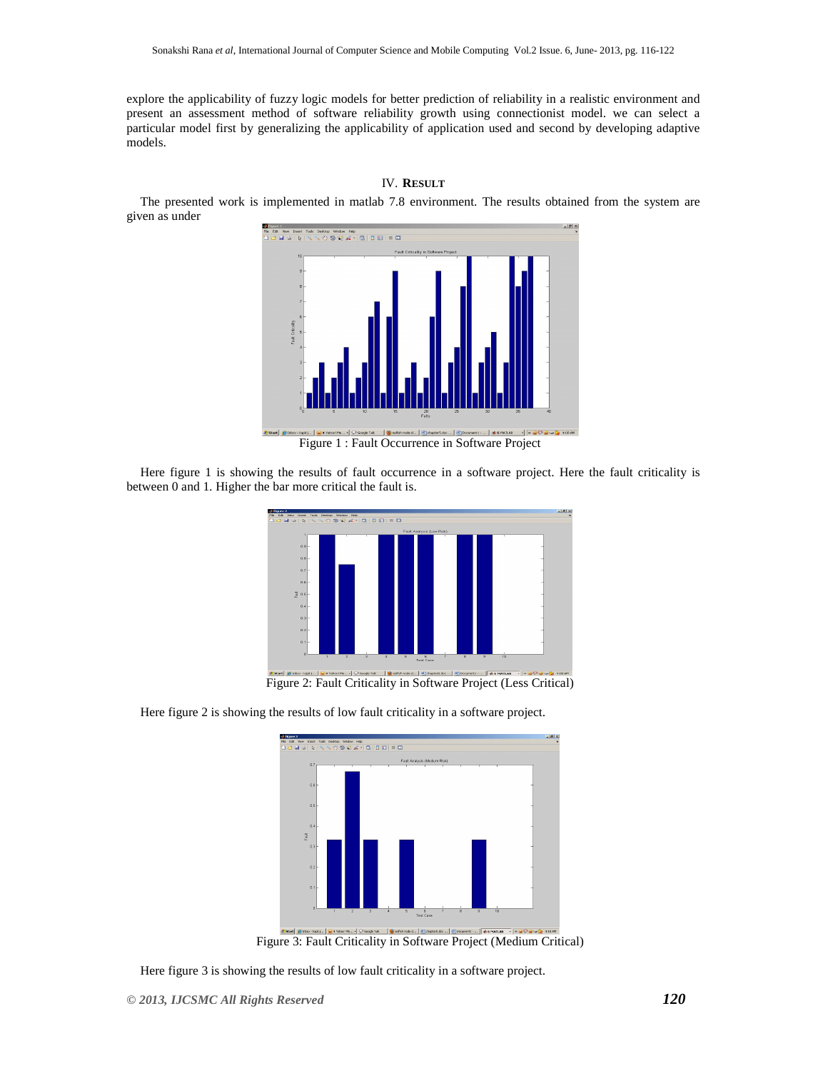explore the applicability of fuzzy logic models for better prediction of reliability in a realistic environment and present an assessment method of software reliability growth using connectionist model. we can select a particular model first by generalizing the applicability of application used and second by developing adaptive models.

## IV. RESULT

The presented work is implemented in matlab 7.8 environment. The results obtained from the system are given as under

Figure 1 : Fault Occurrence in Software Project

Here figure 1 is showing the results of fault occurrence in a software project. Here the fault criticality is between 0 and 1. Higher the bar more critical the fault is.

Figure 2: Fault Criticality in Software Project (Less Critical)

Here figure 2 is showing the results of low fault criticality in a software project.

Figure 3: Fault Criticality in Software Project (Medium Critical)

Here figure 3 is showing the results of low fault criticality in a software project.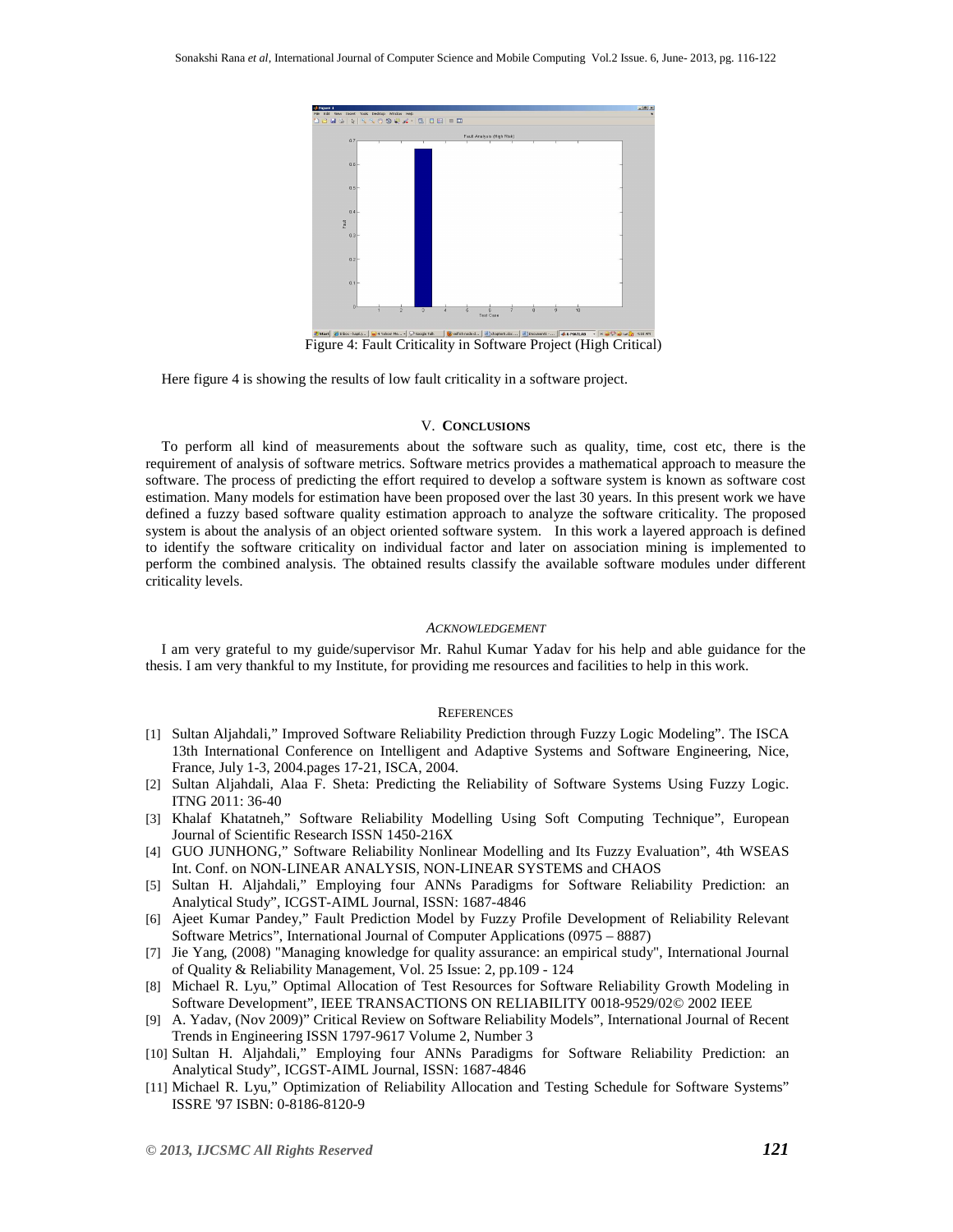Figure 4: Fault Criticality in Software Project (High Critical)

Here figure 4 is showing the results of low fault criticality in a software project.

## V. CONCLUSIONS

To perform all kind of measurements about the software such as quality, time, cost etc, there is the requirement of analysis of software metrics. Software metrics provides a mathematical approach to measure the software. The process of predicting the effort required to develop a software system is known as software cost estimation. Many models for estimation have been proposed over the last 30 years. In this present work we have defined a fuzzy based software quality estimation approach to analyze the software criticality. The proposed system is about the analysis of an object oriented software system. In this work a layered approach is defined to identify the software criticality on individual factor and later on association mining is implemented to perform the combined analysis. The obtained results classify the available software modules under different criticality levels.

## *ACKNOWLEDGEMENT*

I am very grateful to my guide/supervisor Mr. Rahul Kumar Yadav for his help and able guidance for the thesis. I am very thankful to my Institute, for providing me resources and facilities to help in this work.

## REFERENCES

[1] Sultan Aljahdali," Improved Software Reliability Prediction through Fuzzy Logic Modeling". The ISCA 13th International Conference on Intelligent and Adaptive Systems and Software Engineering, Nice, France, July 1-3, 2004.pages 17-21, ISCA, 2004.

[2] Sultan Aljahdali, Alaa F. Sheta: Predicting the Reliability of Software Systems Using Fuzzy Logic. ITNG 2011: 36-40

[3] Khalaf Khatatneh," Software Reliability Modelling Using Soft Computing Technique", European Journal of Scientific Research ISSN 1450-216X

[4] GUO JUNHONG," Software Reliability Nonlinear Modelling and Its Fuzzy Evaluation", 4th WSEAS Int. Conf. on NON-LINEAR ANALYSIS, NON-LINEAR SYSTEMS and CHAOS

[5] Sultan H. Aljahdali," Employing four ANNs Paradigms for Software Reliability Prediction: an Analytical Study", ICGST-AIML Journal, ISSN: 1687-4846

[6] Ajeet Kumar Pandey," Fault Prediction Model by Fuzzy Profile Development of Reliability Relevant Software Metrics", International Journal of Computer Applications (0975 – 8887)

[7] Jie Yang, (2008) "Managing knowledge for quality assurance: an empirical study", International Journal of Quality & Reliability Management, Vol. 25 Issue: 2, pp.109 - 124

[8] Michael R. Lyu," Optimal Allocation of Test Resources for Software Reliability Growth Modeling in Software Development", IEEE TRANSACTIONS ON RELIABILITY 0018-9529/02© 2002 IEEE

[9] A. Yadav, (Nov 2009)" Critical Review on Software Reliability Models", International Journal of Recent Trends in Engineering ISSN 1797-9617 Volume 2, Number 3

[10] Sultan H. Aljahdali," Employing four ANNs Paradigms for Software Reliability Prediction: an Analytical Study", ICGST-AIML Journal, ISSN: 1687-4846

[11] Michael R. Lyu," Optimization of Reliability Allocation and Testing Schedule for Software Systems" ISSRE '97 ISBN: 0-8186-8120-9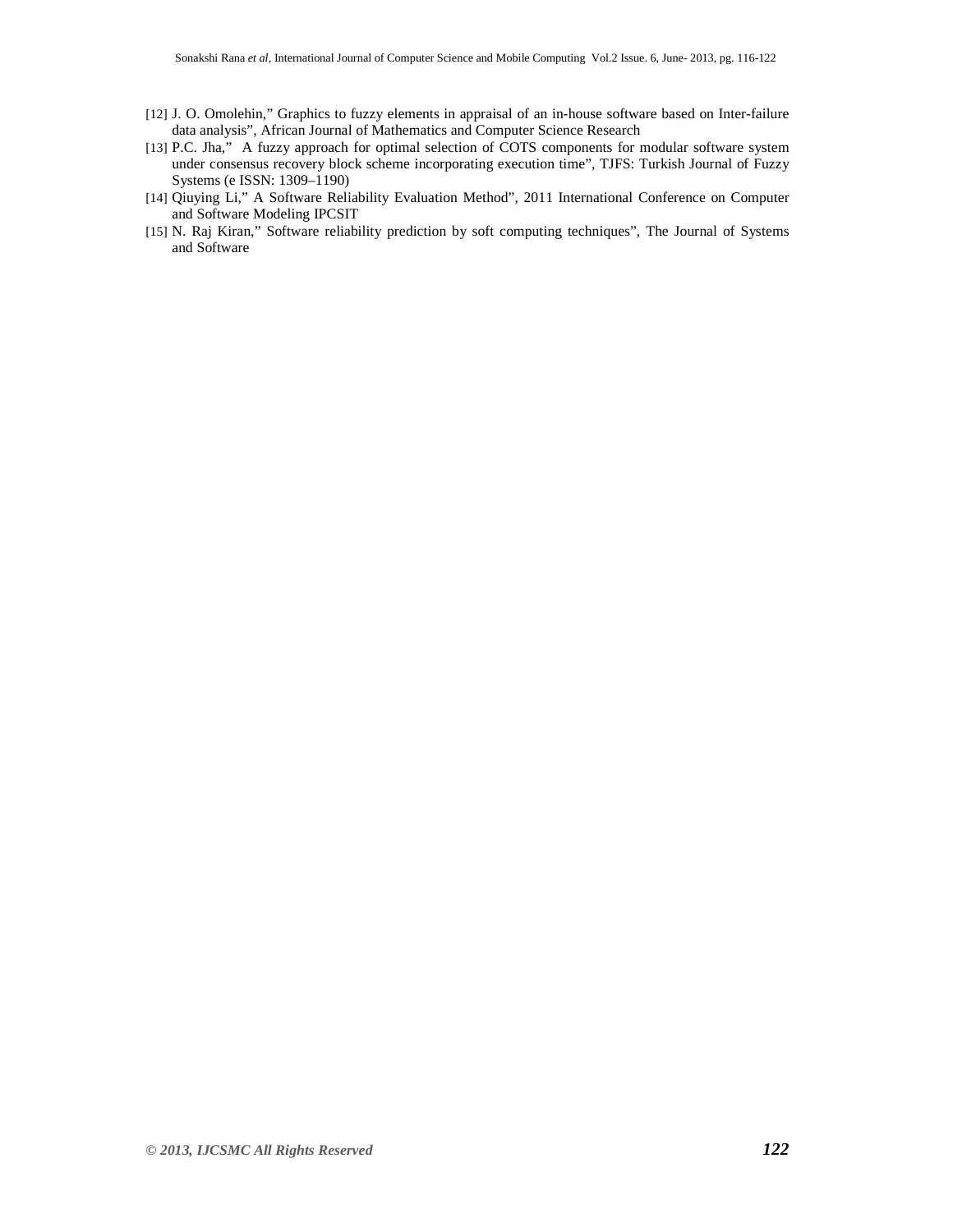[12] J. O. Omolehin," Graphics to fuzzy elements in appraisal of an in-house software based on Inter-failure data analysis", African Journal of Mathematics and Computer Science Research

[13] P.C. Jha," A fuzzy approach for optimal selection of COTS components for modular software system under consensus recovery block scheme incorporating execution time", TJFS: Turkish Journal of Fuzzy Systems (e ISSN: 1309–1190)

[14] Qiuying Li," A Software Reliability Evaluation Method", 2011 International Conference on Computer and Software Modeling IPCSIT

[15] N. Raj Kiran," Software reliability prediction by soft computing techniques", The Journal of Systems and Software